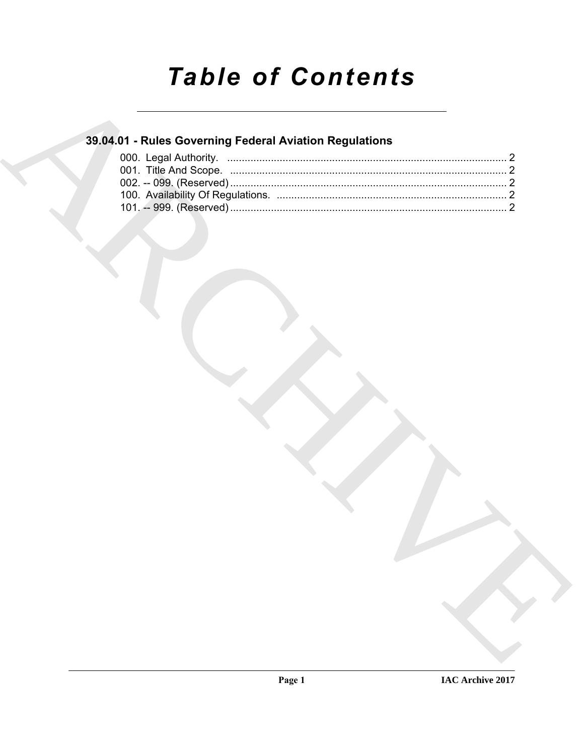# Table of Contents

## 39.04.01 - Rules Governing Federal Aviation Regulations

000. Legal Authority. .......................................................................................... 2
001. Title And Scope. ........................................................................................... 2
002. -- 099. (Reserved) ........................................................................................ 2
100. Availability Of Regulations. ........................................................................ 2
101. -- 999. (Reserved) ........................................................................................ 2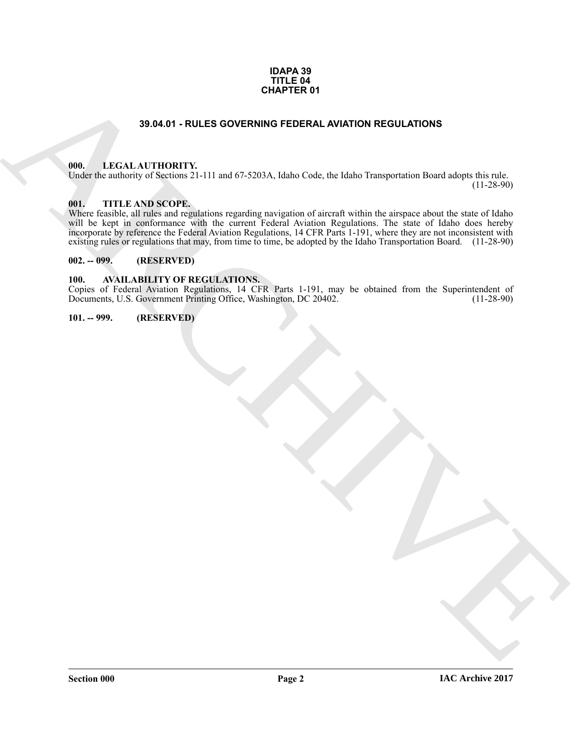**IDAPA 39**
**TITLE 04**
**CHAPTER 01**

# 39.04.01 - RULES GOVERNING FEDERAL AVIATION REGULATIONS

### 000. LEGAL AUTHORITY.

Under the authority of Sections 21-111 and 67-5203A, Idaho Code, the Idaho Transportation Board adopts this rule. (11-28-90)

### 001. TITLE AND SCOPE.

Where feasible, all rules and regulations regarding navigation of aircraft within the airspace about the state of Idaho will be kept in conformance with the current Federal Aviation Regulations. The state of Idaho does hereby incorporate by reference the Federal Aviation Regulations, 14 CFR Parts 1-191, where they are not inconsistent with existing rules or regulations that may, from time to time, be adopted by the Idaho Transportation Board. (11-28-90)

### 002. -- 099. (RESERVED)

### 100. AVAILABILITY OF REGULATIONS.

Copies of Federal Aviation Regulations, 14 CFR Parts 1-191, may be obtained from the Superintendent of Documents, U.S. Government Printing Office, Washington, DC 20402. (11-28-90)

### 101. -- 999. (RESERVED)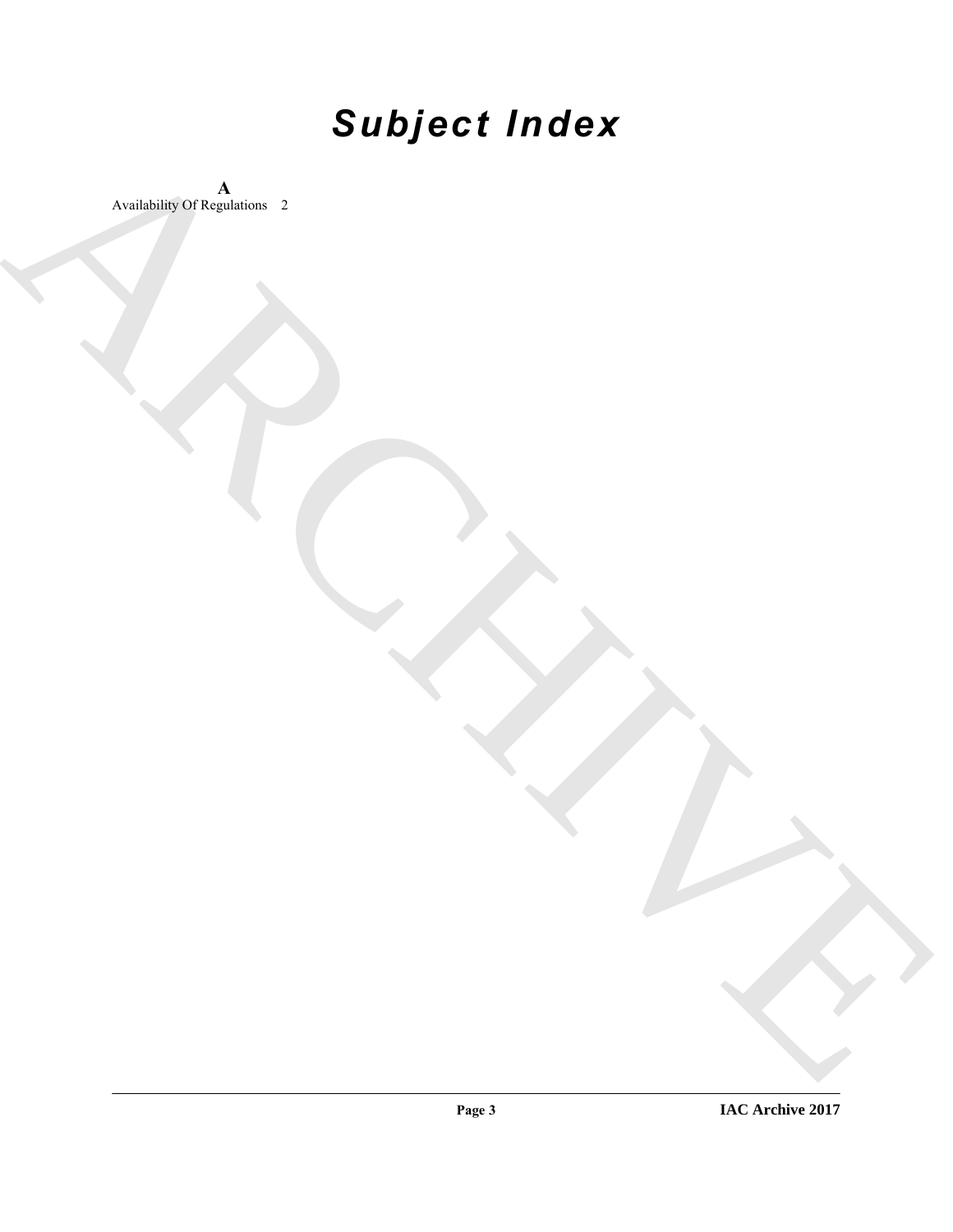# *Subject Index*

**A**

Availability Of Regulations 2